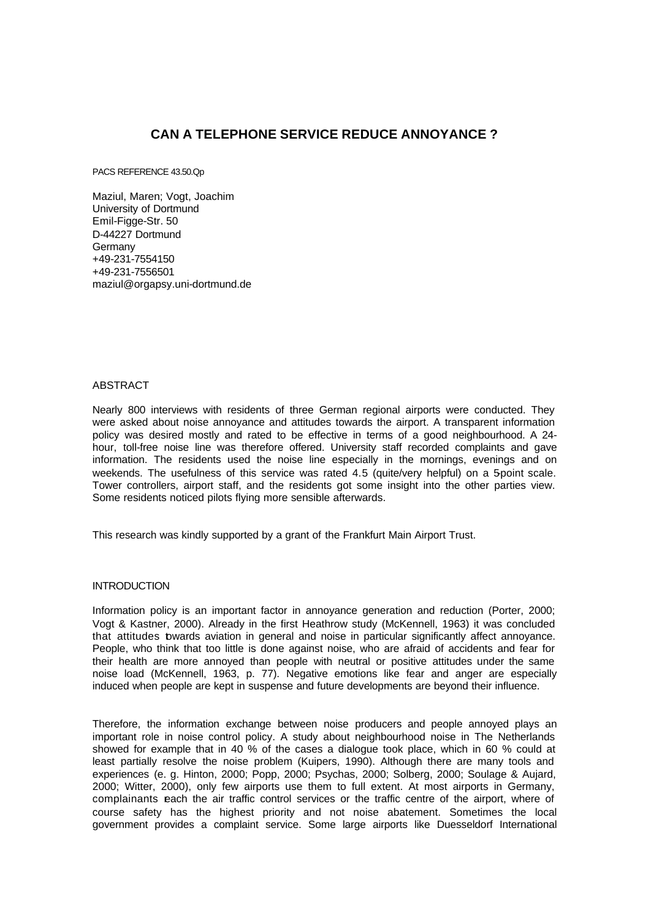# CAN A TELEPHONE SERVICE REDUCE ANNOYANCE ?

PACS REFERENCE 43.50.Qp

Maziul, Maren; Vogt, Joachim
University of Dortmund
Emil-Figge-Str. 50
D-44227 Dortmund
Germany
+49-231-7554150
+49-231-7556501
maziul@orgapsy.uni-dortmund.de

## ABSTRACT

Nearly 800 interviews with residents of three German regional airports were conducted. They were asked about noise annoyance and attitudes towards the airport. A transparent information policy was desired mostly and rated to be effective in terms of a good neighbourhood. A 24-hour, toll-free noise line was therefore offered. University staff recorded complaints and gave information. The residents used the noise line especially in the mornings, evenings and on weekends. The usefulness of this service was rated 4.5 (quite/very helpful) on a 5-point scale. Tower controllers, airport staff, and the residents got some insight into the other parties view. Some residents noticed pilots flying more sensible afterwards.

This research was kindly supported by a grant of the Frankfurt Main Airport Trust.

## INTRODUCTION

Information policy is an important factor in annoyance generation and reduction (Porter, 2000; Vogt & Kastner, 2000). Already in the first Heathrow study (McKennell, 1963) it was concluded that attitudes towards aviation in general and noise in particular significantly affect annoyance. People, who think that too little is done against noise, who are afraid of accidents and fear for their health are more annoyed than people with neutral or positive attitudes under the same noise load (McKennell, 1963, p. 77). Negative emotions like fear and anger are especially induced when people are kept in suspense and future developments are beyond their influence.

Therefore, the information exchange between noise producers and people annoyed plays an important role in noise control policy. A study about neighbourhood noise in The Netherlands showed for example that in 40 % of the cases a dialogue took place, which in 60 % could at least partially resolve the noise problem (Kuipers, 1990). Although there are many tools and experiences (e. g. Hinton, 2000; Popp, 2000; Psychas, 2000; Solberg, 2000; Soulage & Aujard, 2000; Witter, 2000), only few airports use them to full extent. At most airports in Germany, complainants reach the air traffic control services or the traffic centre of the airport, where of course safety has the highest priority and not noise abatement. Sometimes the local government provides a complaint service. Some large airports like Duesseldorf International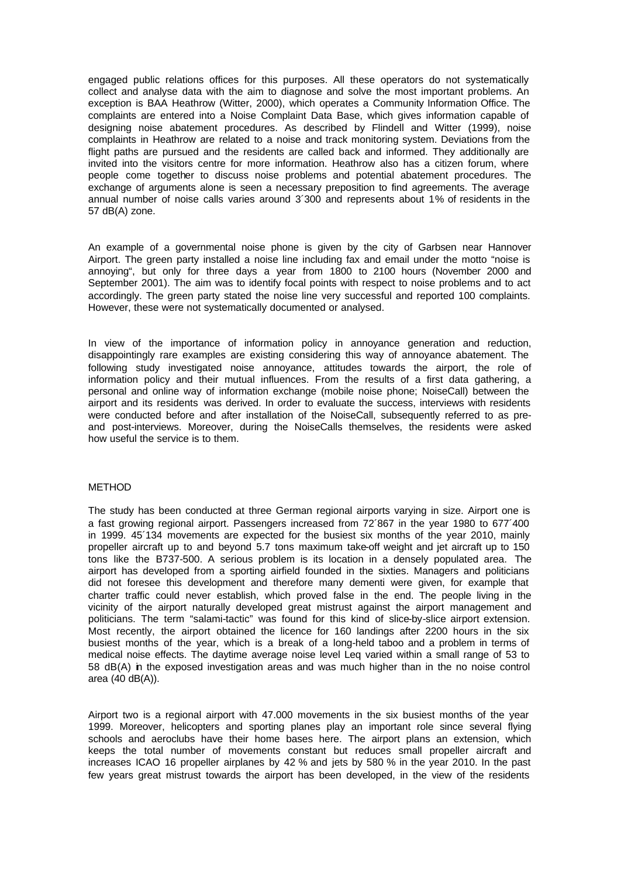engaged public relations offices for this purposes. All these operators do not systematically collect and analyse data with the aim to diagnose and solve the most important problems. An exception is BAA Heathrow (Witter, 2000), which operates a Community Information Office. The complaints are entered into a Noise Complaint Data Base, which gives information capable of designing noise abatement procedures. As described by Flindell and Witter (1999), noise complaints in Heathrow are related to a noise and track monitoring system. Deviations from the flight paths are pursued and the residents are called back and informed. They additionally are invited into the visitors centre for more information. Heathrow also has a citizen forum, where people come together to discuss noise problems and potential abatement procedures. The exchange of arguments alone is seen a necessary preposition to find agreements. The average annual number of noise calls varies around 3´300 and represents about 1% of residents in the 57 dB(A) zone.

An example of a governmental noise phone is given by the city of Garbsen near Hannover Airport. The green party installed a noise line including fax and email under the motto "noise is annoying", but only for three days a year from 1800 to 2100 hours (November 2000 and September 2001). The aim was to identify focal points with respect to noise problems and to act accordingly. The green party stated the noise line very successful and reported 100 complaints. However, these were not systematically documented or analysed.

In view of the importance of information policy in annoyance generation and reduction, disappointingly rare examples are existing considering this way of annoyance abatement. The following study investigated noise annoyance, attitudes towards the airport, the role of information policy and their mutual influences. From the results of a first data gathering, a personal and online way of information exchange (mobile noise phone; NoiseCall) between the airport and its residents was derived. In order to evaluate the success, interviews with residents were conducted before and after installation of the NoiseCall, subsequently referred to as pre- and post-interviews. Moreover, during the NoiseCalls themselves, the residents were asked how useful the service is to them.

## METHOD

The study has been conducted at three German regional airports varying in size. Airport one is a fast growing regional airport. Passengers increased from 72´867 in the year 1980 to 677´400 in 1999. 45´134 movements are expected for the busiest six months of the year 2010, mainly propeller aircraft up to and beyond 5.7 tons maximum take-off weight and jet aircraft up to 150 tons like the B737-500. A serious problem is its location in a densely populated area. The airport has developed from a sporting airfield founded in the sixties. Managers and politicians did not foresee this development and therefore many dementi were given, for example that charter traffic could never establish, which proved false in the end. The people living in the vicinity of the airport naturally developed great mistrust against the airport management and politicians. The term "salami-tactic" was found for this kind of slice-by-slice airport extension. Most recently, the airport obtained the licence for 160 landings after 2200 hours in the six busiest months of the year, which is a break of a long-held taboo and a problem in terms of medical noise effects. The daytime average noise level Leq varied within a small range of 53 to 58 dB(A) in the exposed investigation areas and was much higher than in the no noise control area (40 dB(A)).

Airport two is a regional airport with 47.000 movements in the six busiest months of the year 1999. Moreover, helicopters and sporting planes play an important role since several flying schools and aeroclubs have their home bases here. The airport plans an extension, which keeps the total number of movements constant but reduces small propeller aircraft and increases ICAO 16 propeller airplanes by 42 % and jets by 580 % in the year 2010. In the past few years great mistrust towards the airport has been developed, in the view of the residents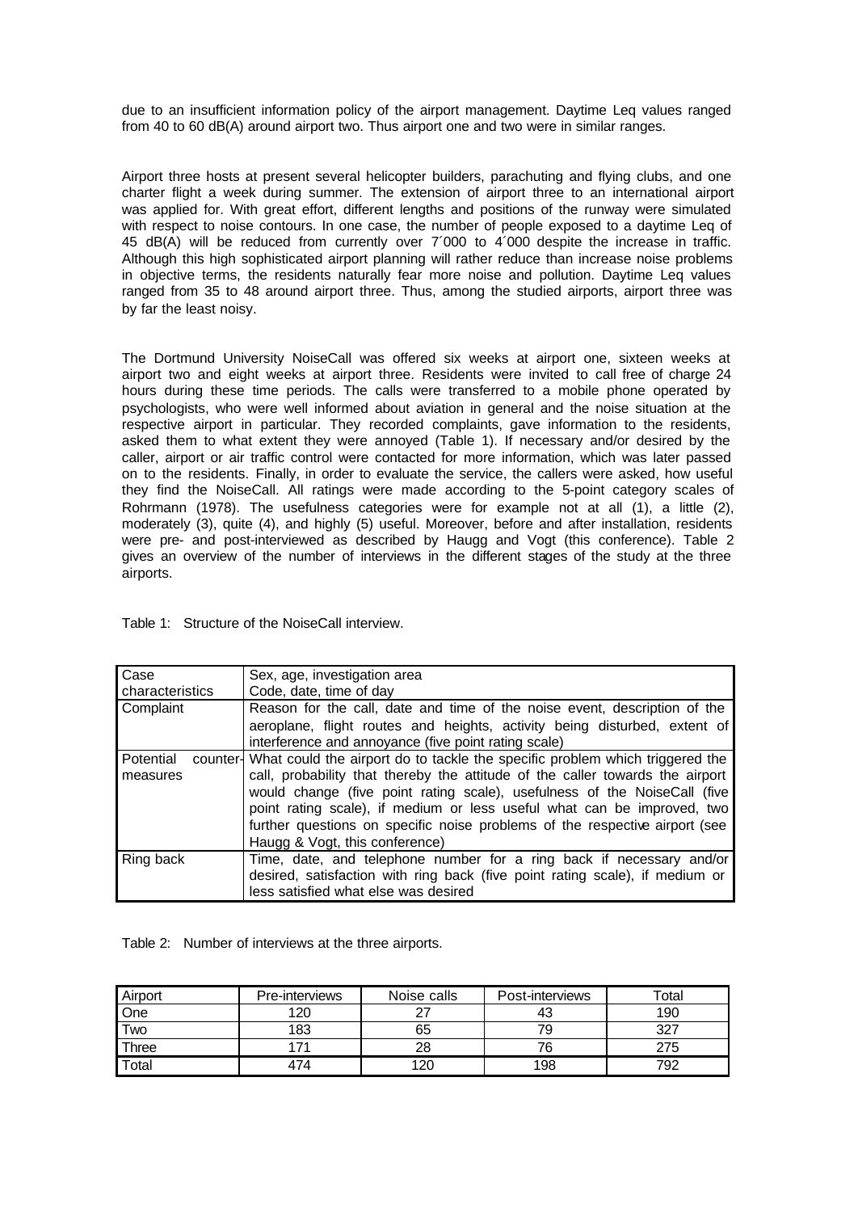due to an insufficient information policy of the airport management. Daytime Leq values ranged from 40 to 60 dB(A) around airport two. Thus airport one and two were in similar ranges.

Airport three hosts at present several helicopter builders, parachuting and flying clubs, and one charter flight a week during summer. The extension of airport three to an international airport was applied for. With great effort, different lengths and positions of the runway were simulated with respect to noise contours. In one case, the number of people exposed to a daytime Leq of 45 dB(A) will be reduced from currently over 7´000 to 4´000 despite the increase in traffic. Although this high sophisticated airport planning will rather reduce than increase noise problems in objective terms, the residents naturally fear more noise and pollution. Daytime Leq values ranged from 35 to 48 around airport three. Thus, among the studied airports, airport three was by far the least noisy.

The Dortmund University NoiseCall was offered six weeks at airport one, sixteen weeks at airport two and eight weeks at airport three. Residents were invited to call free of charge 24 hours during these time periods. The calls were transferred to a mobile phone operated by psychologists, who were well informed about aviation in general and the noise situation at the respective airport in particular. They recorded complaints, gave information to the residents, asked them to what extent they were annoyed (Table 1). If necessary and/or desired by the caller, airport or air traffic control were contacted for more information, which was later passed on to the residents. Finally, in order to evaluate the service, the callers were asked, how useful they find the NoiseCall. All ratings were made according to the 5-point category scales of Rohrmann (1978). The usefulness categories were for example not at all (1), a little (2), moderately (3), quite (4), and highly (5) useful. Moreover, before and after installation, residents were pre- and post-interviewed as described by Haugg and Vogt (this conference). Table 2 gives an overview of the number of interviews in the different stages of the study at the three airports.

Table 1: Structure of the NoiseCall interview.

| Case characteristics | Sex, age, investigation area<br>Code, date, time of day |
|---|---|
| Complaint | Reason for the call, date and time of the noise event, description of the aeroplane, flight routes and heights, activity being disturbed, extent of interference and annoyance (five point rating scale) |
| Potential counter-measures | What could the airport do to tackle the specific problem which triggered the call, probability that thereby the attitude of the caller towards the airport would change (five point rating scale), usefulness of the NoiseCall (five point rating scale), if medium or less useful what can be improved, two further questions on specific noise problems of the respective airport (see Haugg & Vogt, this conference) |
| Ring back | Time, date, and telephone number for a ring back if necessary and/or desired, satisfaction with ring back (five point rating scale), if medium or less satisfied what else was desired |

Table 2: Number of interviews at the three airports.

| Airport | Pre-interviews | Noise calls | Post-interviews | Total |
|---|---|---|---|---|
| One | 120 | 27 | 43 | 190 |
| Two | 183 | 65 | 79 | 327 |
| Three | 171 | 28 | 76 | 275 |
| Total | 474 | 120 | 198 | 792 |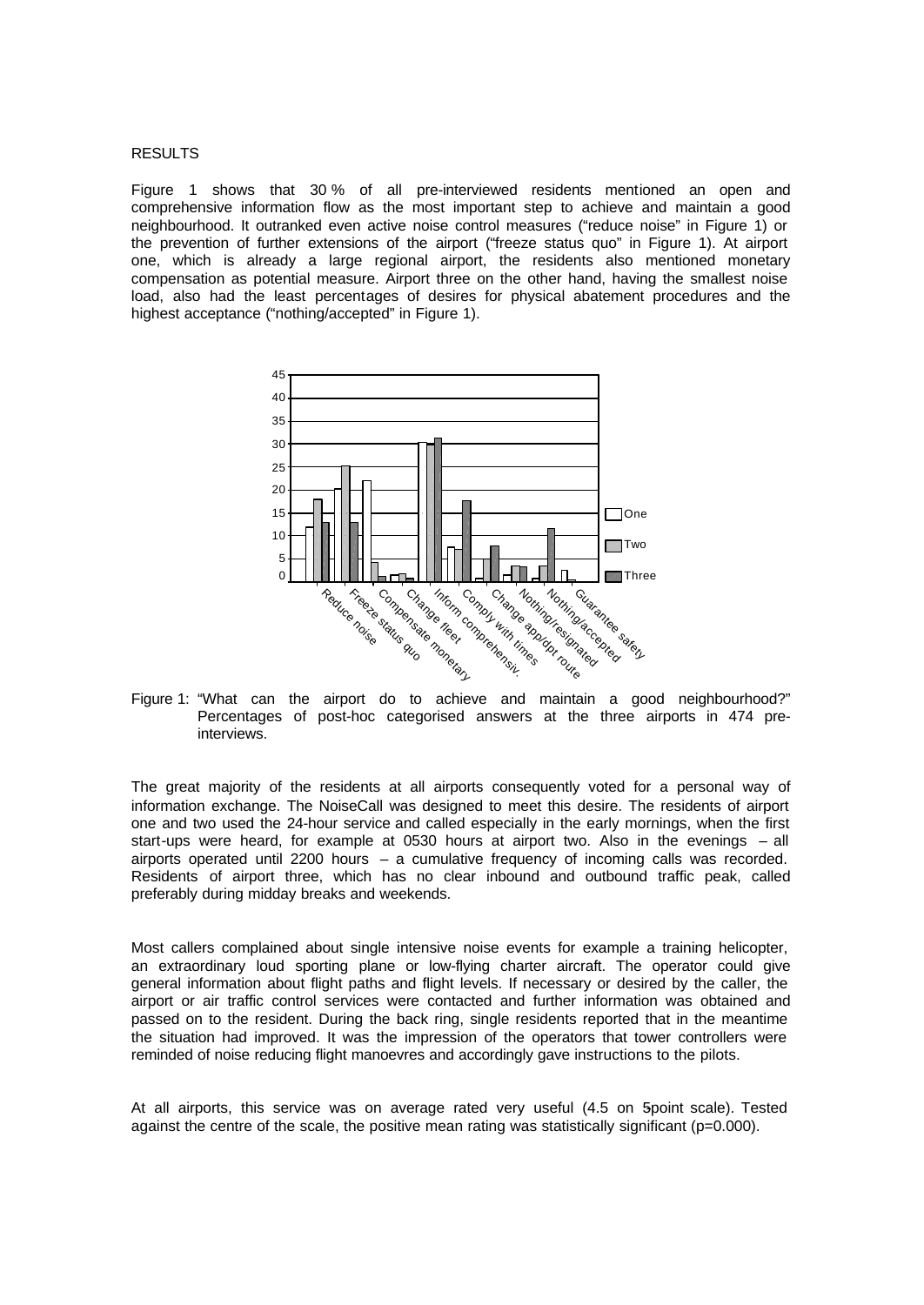RESULTS

Figure 1 shows that 30 % of all pre-interviewed residents mentioned an open and comprehensive information flow as the most important step to achieve and maintain a good neighbourhood. It outranked even active noise control measures ("reduce noise" in Figure 1) or the prevention of further extensions of the airport ("freeze status quo" in Figure 1). At airport one, which is already a large regional airport, the residents also mentioned monetary compensation as potential measure. Airport three on the other hand, having the smallest noise load, also had the least percentages of desires for physical abatement procedures and the highest acceptance ("nothing/accepted" in Figure 1).

Figure 1: "What can the airport do to achieve and maintain a good neighbourhood?" Percentages of post-hoc categorised answers at the three airports in 474 pre-interviews.

The great majority of the residents at all airports consequently voted for a personal way of information exchange. The NoiseCall was designed to meet this desire. The residents of airport one and two used the 24-hour service and called especially in the early mornings, when the first start-ups were heard, for example at 0530 hours at airport two. Also in the evenings – all airports operated until 2200 hours – a cumulative frequency of incoming calls was recorded. Residents of airport three, which has no clear inbound and outbound traffic peak, called preferably during midday breaks and weekends.

Most callers complained about single intensive noise events for example a training helicopter, an extraordinary loud sporting plane or low-flying charter aircraft. The operator could give general information about flight paths and flight levels. If necessary or desired by the caller, the airport or air traffic control services were contacted and further information was obtained and passed on to the resident. During the back ring, single residents reported that in the meantime the situation had improved. It was the impression of the operators that tower controllers were reminded of noise reducing flight manoevres and accordingly gave instructions to the pilots.

At all airports, this service was on average rated very useful (4.5 on 5point scale). Tested against the centre of the scale, the positive mean rating was statistically significant ($p=0.000$).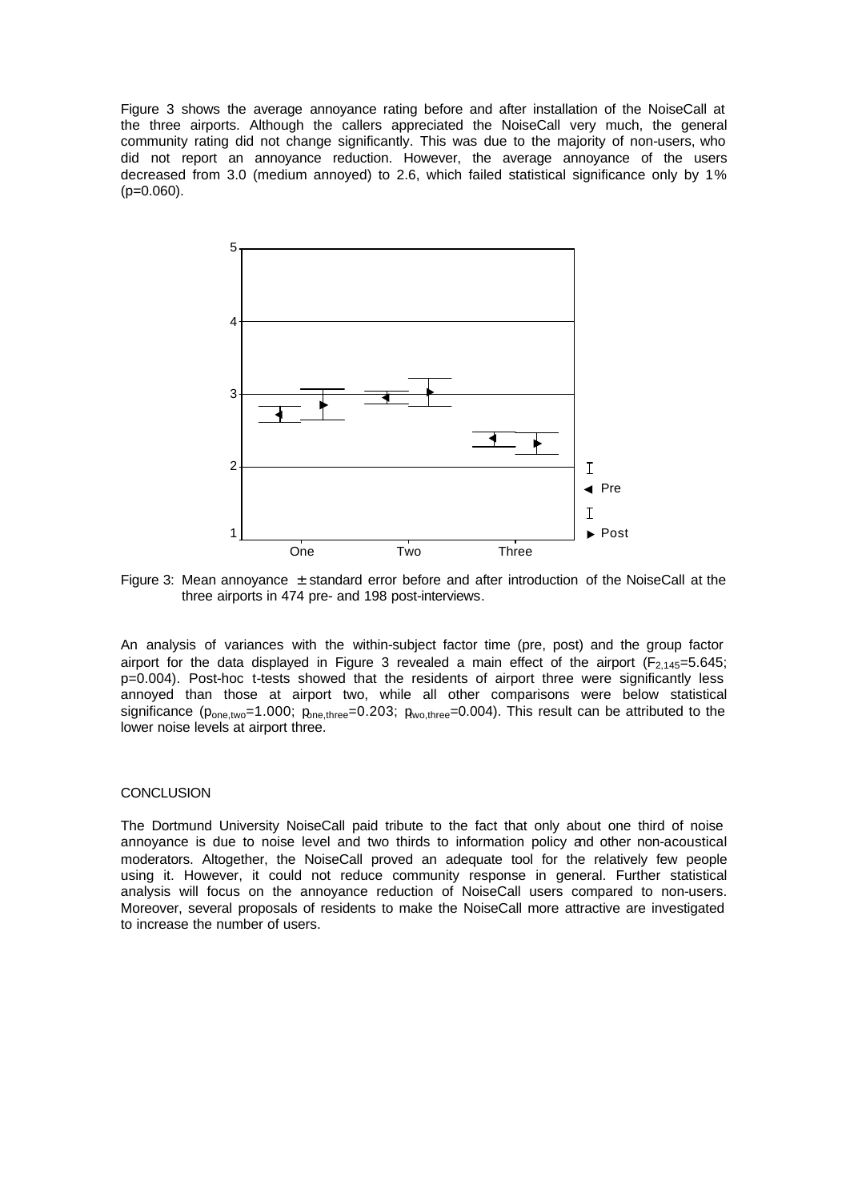Figure 3 shows the average annoyance rating before and after installation of the NoiseCall at the three airports. Although the callers appreciated the NoiseCall very much, the general community rating did not change significantly. This was due to the majority of non-users, who did not report an annoyance reduction. However, the average annoyance of the users decreased from 3.0 (medium annoyed) to 2.6, which failed statistical significance only by 1% ($p=0.060$).

Figure 3: Mean annoyance ± standard error before and after introduction of the NoiseCall at the three airports in 474 pre- and 198 post-interviews.

An analysis of variances with the within-subject factor time (pre, post) and the group factor airport for the data displayed in Figure 3 revealed a main effect of the airport ($F_{2,145}=5.645$; $p=0.004$). Post-hoc t-tests showed that the residents of airport three were significantly less annoyed than those at airport two, while all other comparisons were below statistical significance ($p_{one,two}=1.000$; $p_{one,three}=0.203$; $p_{two,three}=0.004$). This result can be attributed to the lower noise levels at airport three.

## CONCLUSION

The Dortmund University NoiseCall paid tribute to the fact that only about one third of noise annoyance is due to noise level and two thirds to information policy and other non-acoustical moderators. Altogether, the NoiseCall proved an adequate tool for the relatively few people using it. However, it could not reduce community response in general. Further statistical analysis will focus on the annoyance reduction of NoiseCall users compared to non-users. Moreover, several proposals of residents to make the NoiseCall more attractive are investigated to increase the number of users.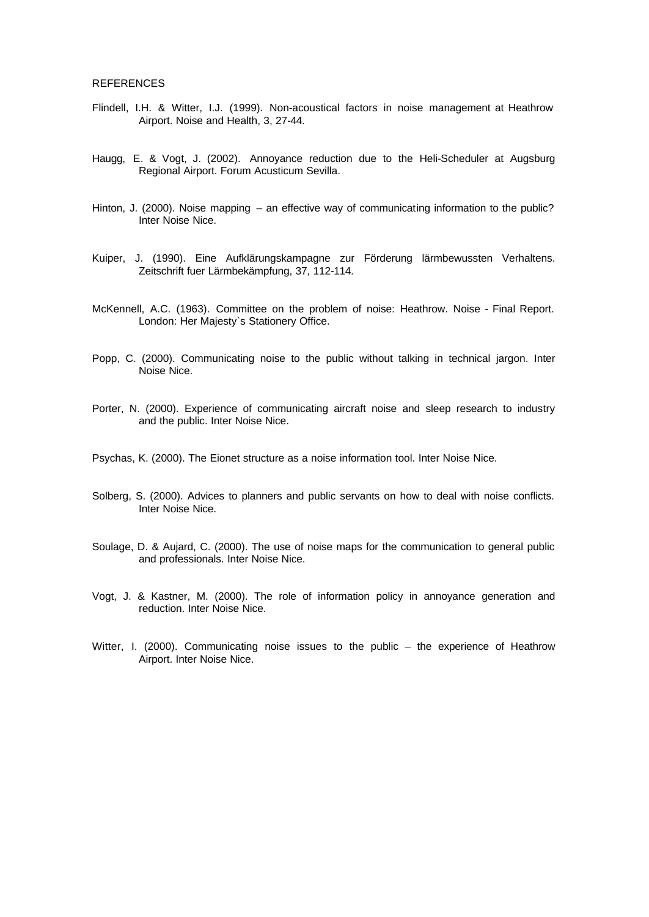# REFERENCES

Flindell, I.H. & Witter, I.J. (1999). Non-acoustical factors in noise management at Heathrow Airport. Noise and Health, 3, 27-44.

Haugg, E. & Vogt, J. (2002). Annoyance reduction due to the Heli-Scheduler at Augsburg Regional Airport. Forum Acusticum Sevilla.

Hinton, J. (2000). Noise mapping – an effective way of communicating information to the public? Inter Noise Nice.

Kuiper, J. (1990). Eine Aufklärungskampagne zur Förderung lärmbewussten Verhaltens. Zeitschrift fuer Lärmbekämpfung, 37, 112-114.

McKennell, A.C. (1963). Committee on the problem of noise: Heathrow. Noise - Final Report. London: Her Majesty`s Stationery Office.

Popp, C. (2000). Communicating noise to the public without talking in technical jargon. Inter Noise Nice.

Porter, N. (2000). Experience of communicating aircraft noise and sleep research to industry and the public. Inter Noise Nice.

Psychas, K. (2000). The Eionet structure as a noise information tool. Inter Noise Nice.

Solberg, S. (2000). Advices to planners and public servants on how to deal with noise conflicts. Inter Noise Nice.

Soulage, D. & Aujard, C. (2000). The use of noise maps for the communication to general public and professionals. Inter Noise Nice.

Vogt, J. & Kastner, M. (2000). The role of information policy in annoyance generation and reduction. Inter Noise Nice.

Witter, I. (2000). Communicating noise issues to the public – the experience of Heathrow Airport. Inter Noise Nice.